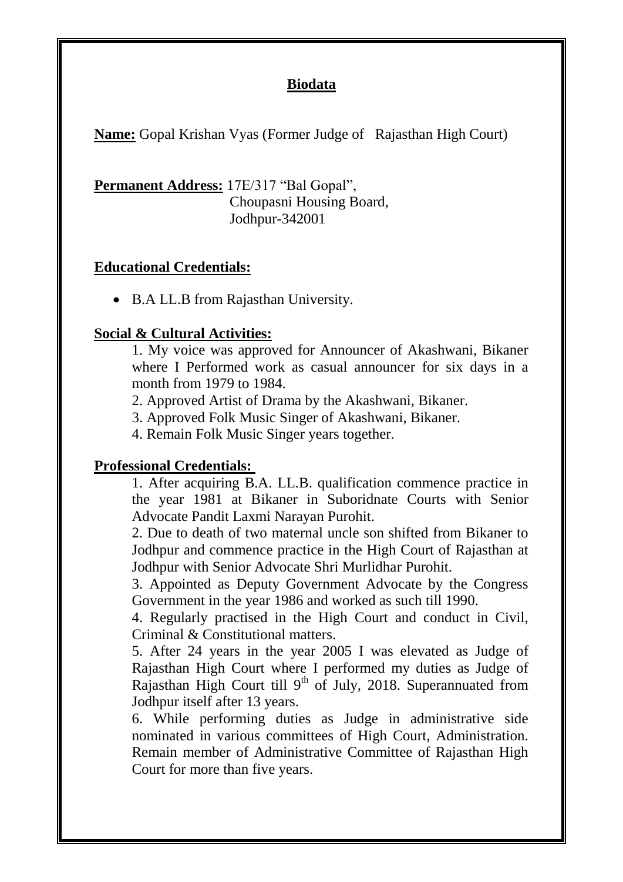# Biodata

**Name:** Gopal Krishan Vyas (Former Judge of Rajasthan High Court)

**Permanent Address:** 17E/317 "Bal Gopal",
Choupasni Housing Board,
Jodhpur-342001

## Educational Credentials:

- B.A LL.B from Rajasthan University.

## Social & Cultural Activities:

1. My voice was approved for Announcer of Akashwani, Bikaner where I Performed work as casual announcer for six days in a month from 1979 to 1984.
2. Approved Artist of Drama by the Akashwani, Bikaner.
3. Approved Folk Music Singer of Akashwani, Bikaner.
4. Remain Folk Music Singer years together.

## Professional Credentials:

1. After acquiring B.A. LL.B. qualification commence practice in the year 1981 at Bikaner in Suboridnate Courts with Senior Advocate Pandit Laxmi Narayan Purohit.
2. Due to death of two maternal uncle son shifted from Bikaner to Jodhpur and commence practice in the High Court of Rajasthan at Jodhpur with Senior Advocate Shri Murlidhar Purohit.
3. Appointed as Deputy Government Advocate by the Congress Government in the year 1986 and worked as such till 1990.
4. Regularly practised in the High Court and conduct in Civil, Criminal & Constitutional matters.
5. After 24 years in the year 2005 I was elevated as Judge of Rajasthan High Court where I performed my duties as Judge of Rajasthan High Court till 9th of July, 2018. Superannuated from Jodhpur itself after 13 years.
6. While performing duties as Judge in administrative side nominated in various committees of High Court, Administration. Remain member of Administrative Committee of Rajasthan High Court for more than five years.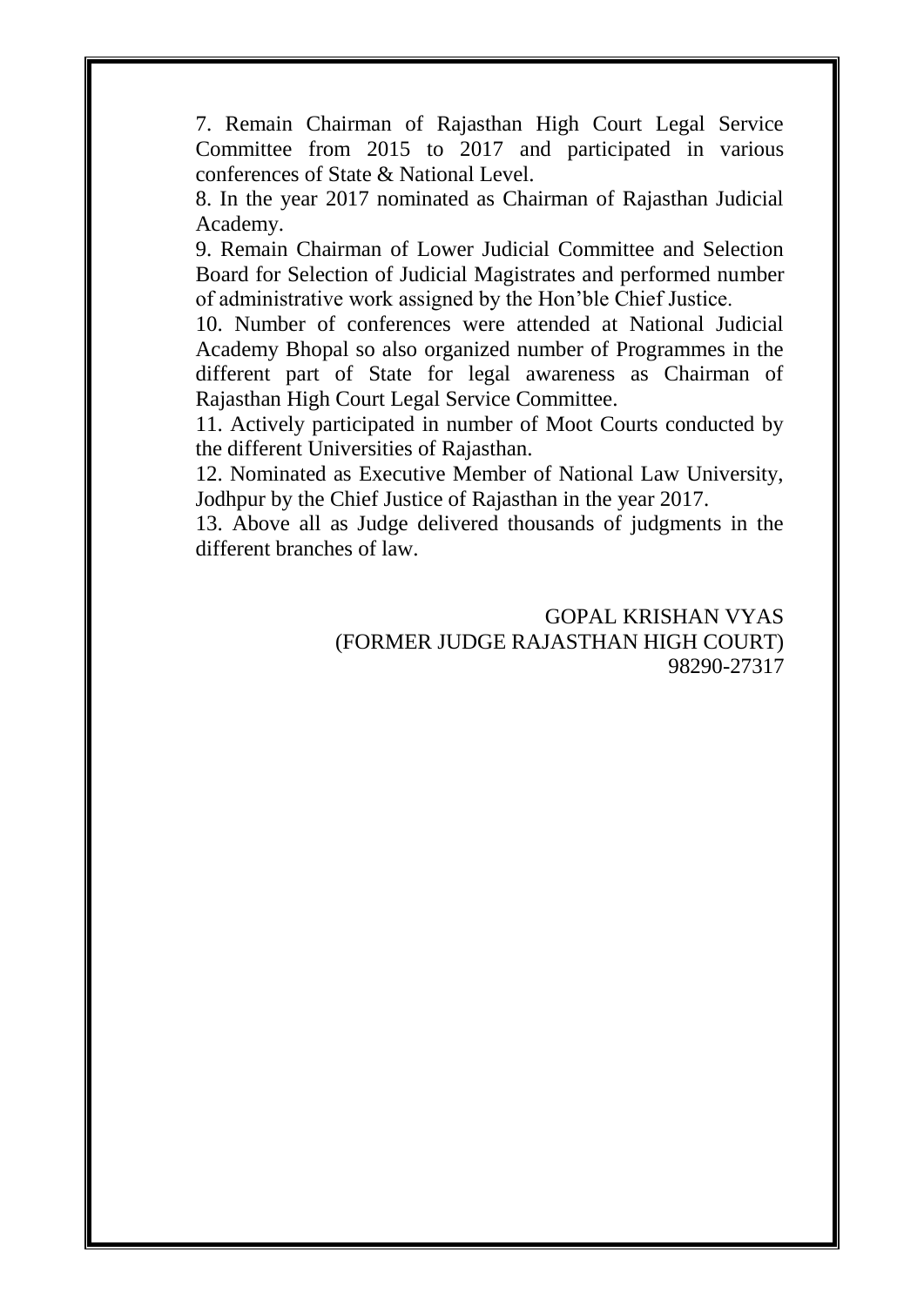7. Remain Chairman of Rajasthan High Court Legal Service Committee from 2015 to 2017 and participated in various conferences of State & National Level.

8. In the year 2017 nominated as Chairman of Rajasthan Judicial Academy.

9. Remain Chairman of Lower Judicial Committee and Selection Board for Selection of Judicial Magistrates and performed number of administrative work assigned by the Hon'ble Chief Justice.

10. Number of conferences were attended at National Judicial Academy Bhopal so also organized number of Programmes in the different part of State for legal awareness as Chairman of Rajasthan High Court Legal Service Committee.

11. Actively participated in number of Moot Courts conducted by the different Universities of Rajasthan.

12. Nominated as Executive Member of National Law University, Jodhpur by the Chief Justice of Rajasthan in the year 2017.

13. Above all as Judge delivered thousands of judgments in the different branches of law.

GOPAL KRISHAN VYAS
(FORMER JUDGE RAJASTHAN HIGH COURT)
98290-27317